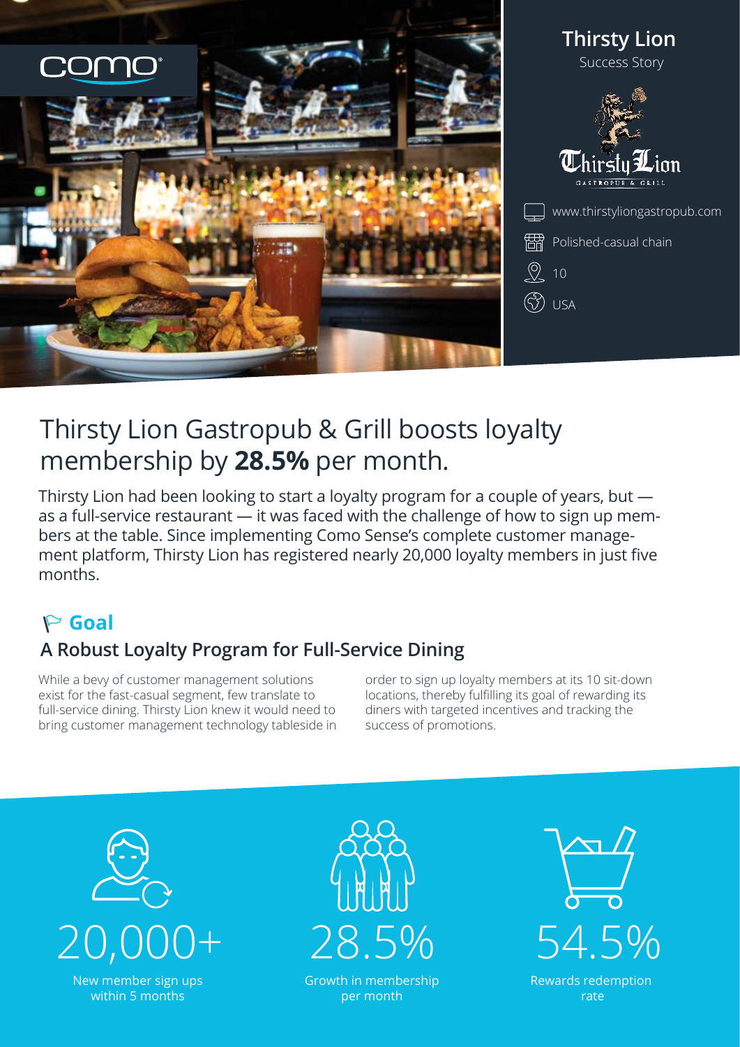como

# Thirsty Lion

Success Story

Thirsty Lion
GASTROPUB & GRILL

www.thirstyliongastropub.com

Polished-casual chain

10

USA

# Thirsty Lion Gastropub & Grill boosts loyalty membership by **28.5%** per month.

Thirsty Lion had been looking to start a loyalty program for a couple of years, but — as a full-service restaurant — it was faced with the challenge of how to sign up members at the table. Since implementing Como Sense's complete customer management platform, Thirsty Lion has registered nearly 20,000 loyalty members in just five months.

## Goal

### A Robust Loyalty Program for Full-Service Dining

While a bevy of customer management solutions exist for the fast-casual segment, few translate to full-service dining. Thirsty Lion knew it would need to bring customer management technology tableside in order to sign up loyalty members at its 10 sit-down locations, thereby fulfilling its goal of rewarding its diners with targeted incentives and tracking the success of promotions.

**20,000+**
New member sign ups within 5 months

**28.5%**
Growth in membership per month

**54.5%**
Rewards redemption rate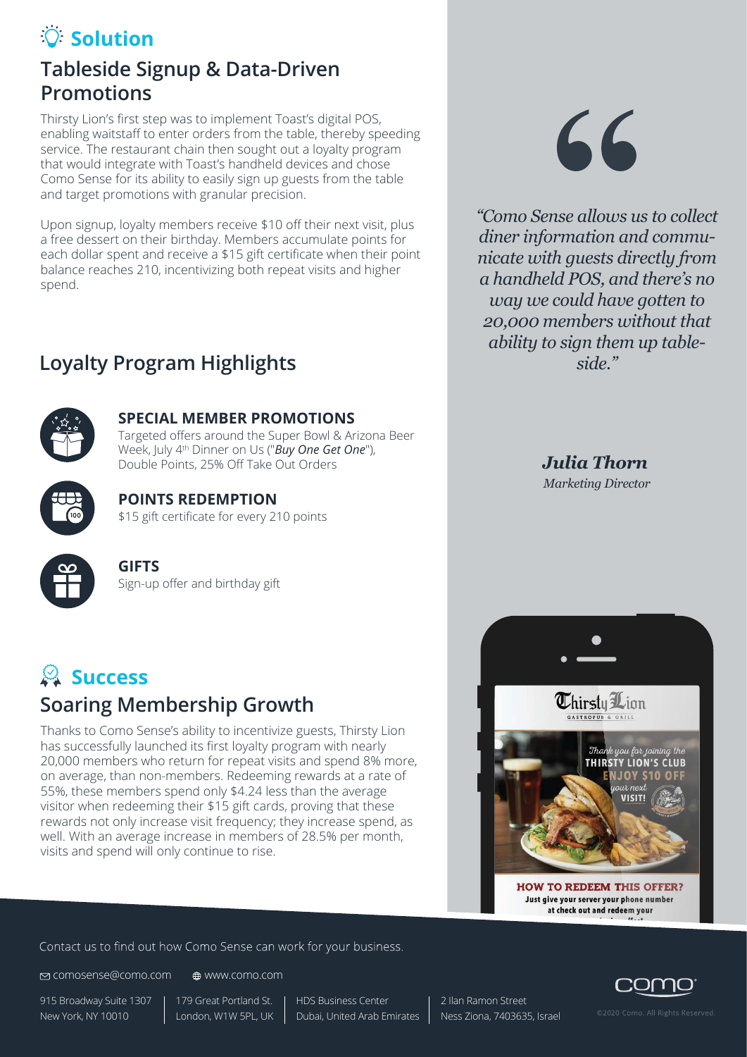## Solution

### Tableside Signup & Data-Driven Promotions

Thirsty Lion's first step was to implement Toast's digital POS, enabling waitstaff to enter orders from the table, thereby speeding service. The restaurant chain then sought out a loyalty program that would integrate with Toast's handheld devices and chose Como Sense for its ability to easily sign up guests from the table and target promotions with granular precision.

Upon signup, loyalty members receive $10 off their next visit, plus a free dessert on their birthday. Members accumulate points for each dollar spent and receive a $15 gift certificate when their point balance reaches 210, incentivizing both repeat visits and higher spend.

### Loyalty Program Highlights

**SPECIAL MEMBER PROMOTIONS**
Targeted offers around the Super Bowl & Arizona Beer Week, July 4th Dinner on Us ("***Buy One Get One***"), Double Points, 25% Off Take Out Orders

**POINTS REDEMPTION**
$15 gift certificate for every 210 points

**GIFTS**
Sign-up offer and birthday gift

## Success

### Soaring Membership Growth

Thanks to Como Sense's ability to incentivize guests, Thirsty Lion has successfully launched its first loyalty program with nearly 20,000 members who return for repeat visits and spend 8% more, on average, than non-members. Redeeming rewards at a rate of 55%, these members spend only $4.24 less than the average visitor when redeeming their $15 gift cards, proving that these rewards not only increase visit frequency; they increase spend, as well. With an average increase in members of 28.5% per month, visits and spend will only continue to rise.

> *"Como Sense allows us to collect diner information and communicate with guests directly from a handheld POS, and there's no way we could have gotten to 20,000 members without that ability to sign them up tableside."*
>
> ***Julia Thorn***
> *Marketing Director*

Thirsty Lion GASTROPUB & GRILL

*Thank you for joining the* THIRSTY LION'S CLUB ENJOY $10 OFF *your next* VISIT!

**HOW TO REDEEM THIS OFFER?**
**Just give your server your phone number at check out and redeem your**

Contact us to find out how Como Sense can work for your business.

comosense@como.com  www.como.com

915 Broadway Suite 1307, New York, NY 10010 | 179 Great Portland St. London, W1W 5PL, UK | HDS Business Center Dubai, United Arab Emirates | 2 Ilan Ramon Street Ness Ziona, 7403635, Israel

©2020 Como. All Rights Reserved.